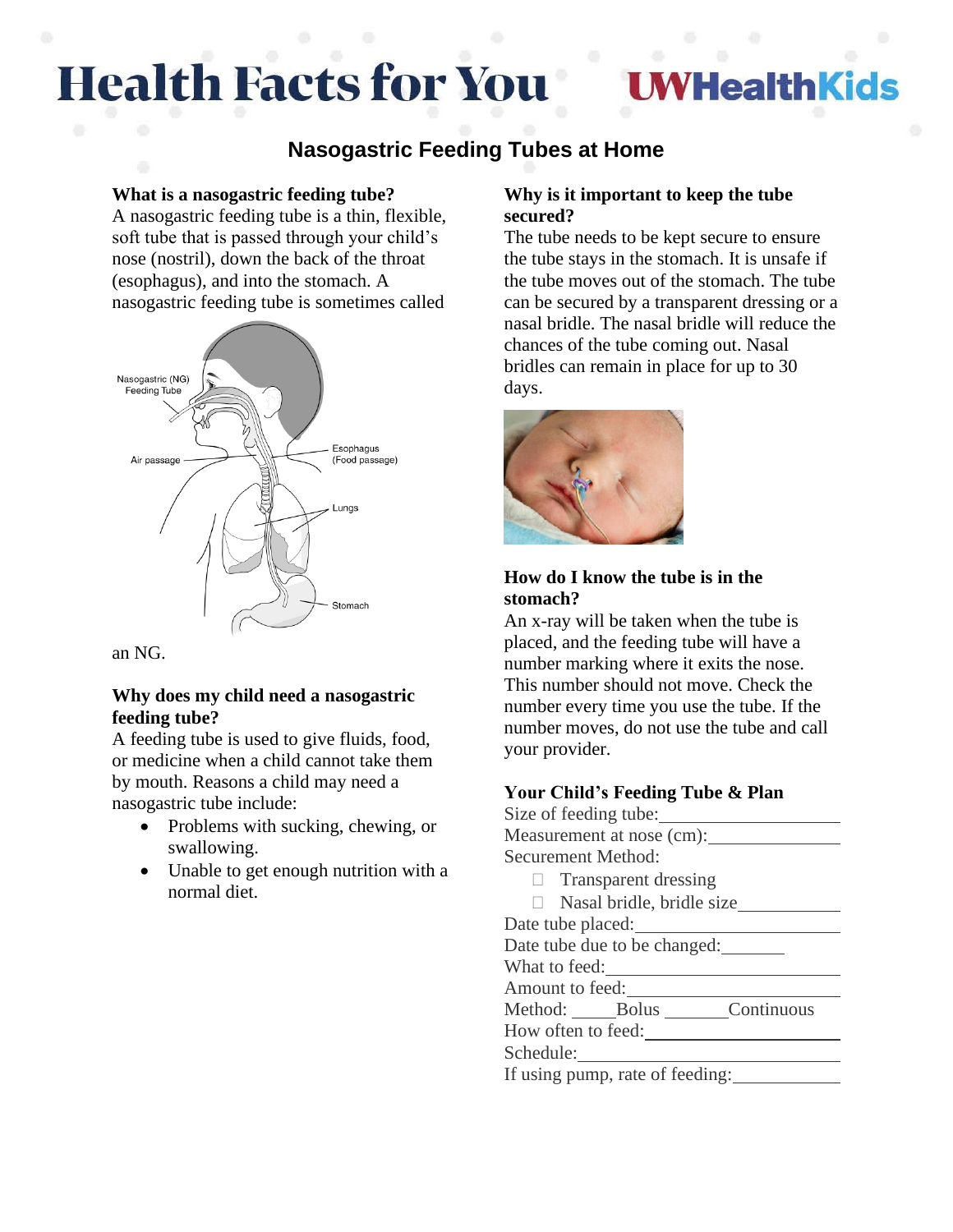# Health Facts for You

UWHealthKids

## Nasogastric Feeding Tubes at Home

### What is a nasogastric feeding tube?

A nasogastric feeding tube is a thin, flexible, soft tube that is passed through your child's nose (nostril), down the back of the throat (esophagus), and into the stomach. A nasogastric feeding tube is sometimes called an NG.

### Why does my child need a nasogastric feeding tube?

A feeding tube is used to give fluids, food, or medicine when a child cannot take them by mouth. Reasons a child may need a nasogastric tube include:

- Problems with sucking, chewing, or swallowing.
- Unable to get enough nutrition with a normal diet.

### Why is it important to keep the tube secured?

The tube needs to be kept secure to ensure the tube stays in the stomach. It is unsafe if the tube moves out of the stomach. The tube can be secured by a transparent dressing or a nasal bridle. The nasal bridle will reduce the chances of the tube coming out. Nasal bridles can remain in place for up to 30 days.

### How do I know the tube is in the stomach?

An x-ray will be taken when the tube is placed, and the feeding tube will have a number marking where it exits the nose. This number should not move. Check the number every time you use the tube. If the number moves, do not use the tube and call your provider.

### Your Child's Feeding Tube & Plan

Size of feeding tube:\_\_\_\_\_\_\_\_\_\_\_\_\_\_\_\_\_\_\_\_

Measurement at nose (cm):\_\_\_\_\_\_\_\_\_\_\_\_\_\_\_\_

Securement Method:

- ☐ Transparent dressing
- ☐ Nasal bridle, bridle size\_\_\_\_\_\_\_\_\_\_\_\_

Date tube placed:\_\_\_\_\_\_\_\_\_\_\_\_\_\_\_\_\_\_\_\_\_\_\_\_

Date tube due to be changed:\_\_\_\_\_\_\_\_

What to feed:\_\_\_\_\_\_\_\_\_\_\_\_\_\_\_\_\_\_\_\_\_\_\_\_\_\_\_

Amount to feed:\_\_\_\_\_\_\_\_\_\_\_\_\_\_\_\_\_\_\_\_\_\_\_\_\_

Method: \_\_\_\_\_Bolus \_\_\_\_\_\_\_Continuous

How often to feed:\_\_\_\_\_\_\_\_\_\_\_\_\_\_\_\_\_\_\_\_\_\_\_

Schedule:\_\_\_\_\_\_\_\_\_\_\_\_\_\_\_\_\_\_\_\_\_\_\_\_\_\_\_\_\_\_\_

If using pump, rate of feeding:\_\_\_\_\_\_\_\_\_\_\_\_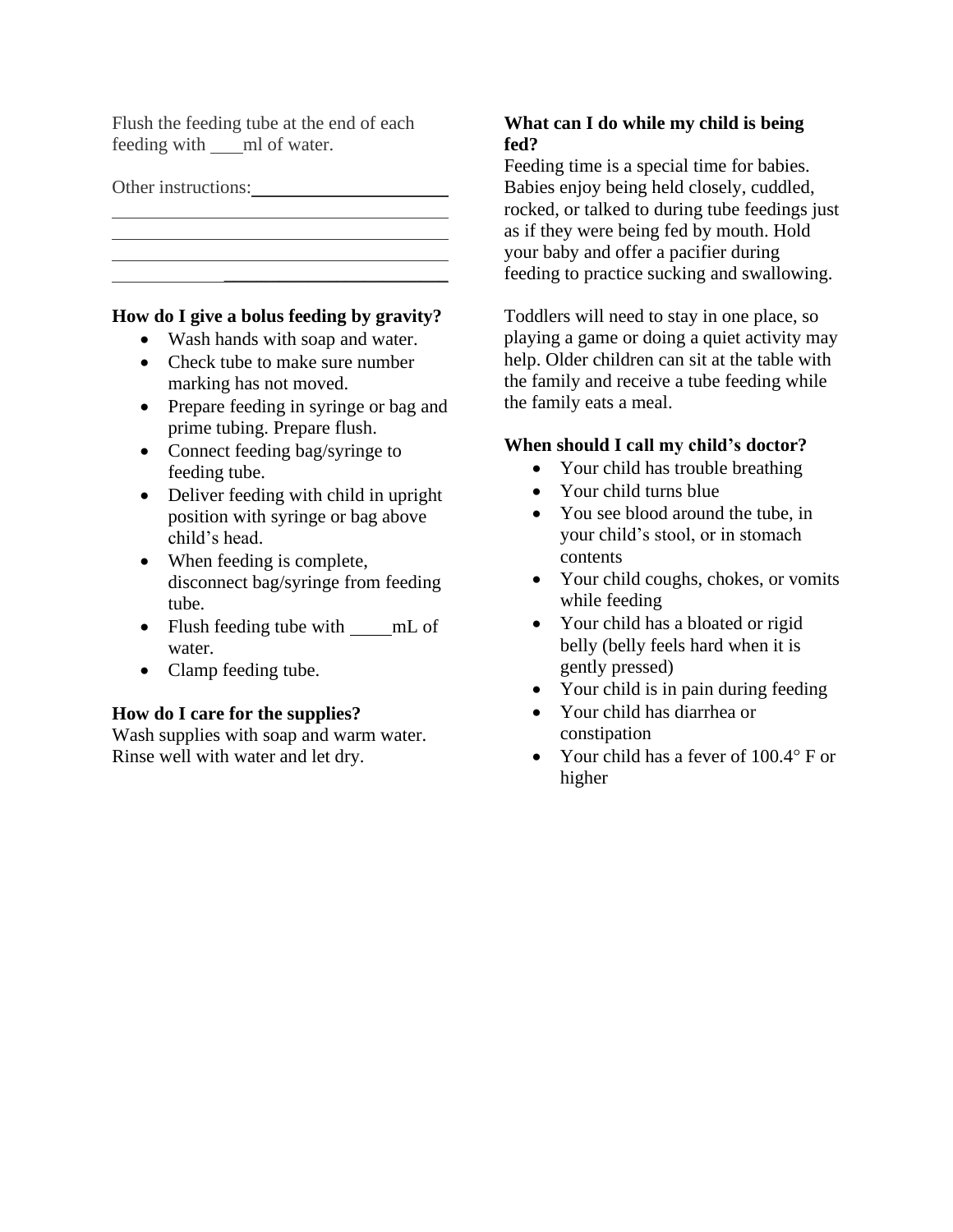Flush the feeding tube at the end of each feeding with ____ml of water.

Other instructions:______________________
_______________________________________
_______________________________________
_______________________________________
_______________________________________

**How do I give a bolus feeding by gravity?**

- Wash hands with soap and water.
- Check tube to make sure number marking has not moved.
- Prepare feeding in syringe or bag and prime tubing. Prepare flush.
- Connect feeding bag/syringe to feeding tube.
- Deliver feeding with child in upright position with syringe or bag above child's head.
- When feeding is complete, disconnect bag/syringe from feeding tube.
- Flush feeding tube with _____mL of water.
- Clamp feeding tube.

**How do I care for the supplies?**

Wash supplies with soap and warm water. Rinse well with water and let dry.

**What can I do while my child is being fed?**

Feeding time is a special time for babies. Babies enjoy being held closely, cuddled, rocked, or talked to during tube feedings just as if they were being fed by mouth. Hold your baby and offer a pacifier during feeding to practice sucking and swallowing.

Toddlers will need to stay in one place, so playing a game or doing a quiet activity may help. Older children can sit at the table with the family and receive a tube feeding while the family eats a meal.

**When should I call my child's doctor?**

- Your child has trouble breathing
- Your child turns blue
- You see blood around the tube, in your child's stool, or in stomach contents
- Your child coughs, chokes, or vomits while feeding
- Your child has a bloated or rigid belly (belly feels hard when it is gently pressed)
- Your child is in pain during feeding
- Your child has diarrhea or constipation
- Your child has a fever of 100.4° F or higher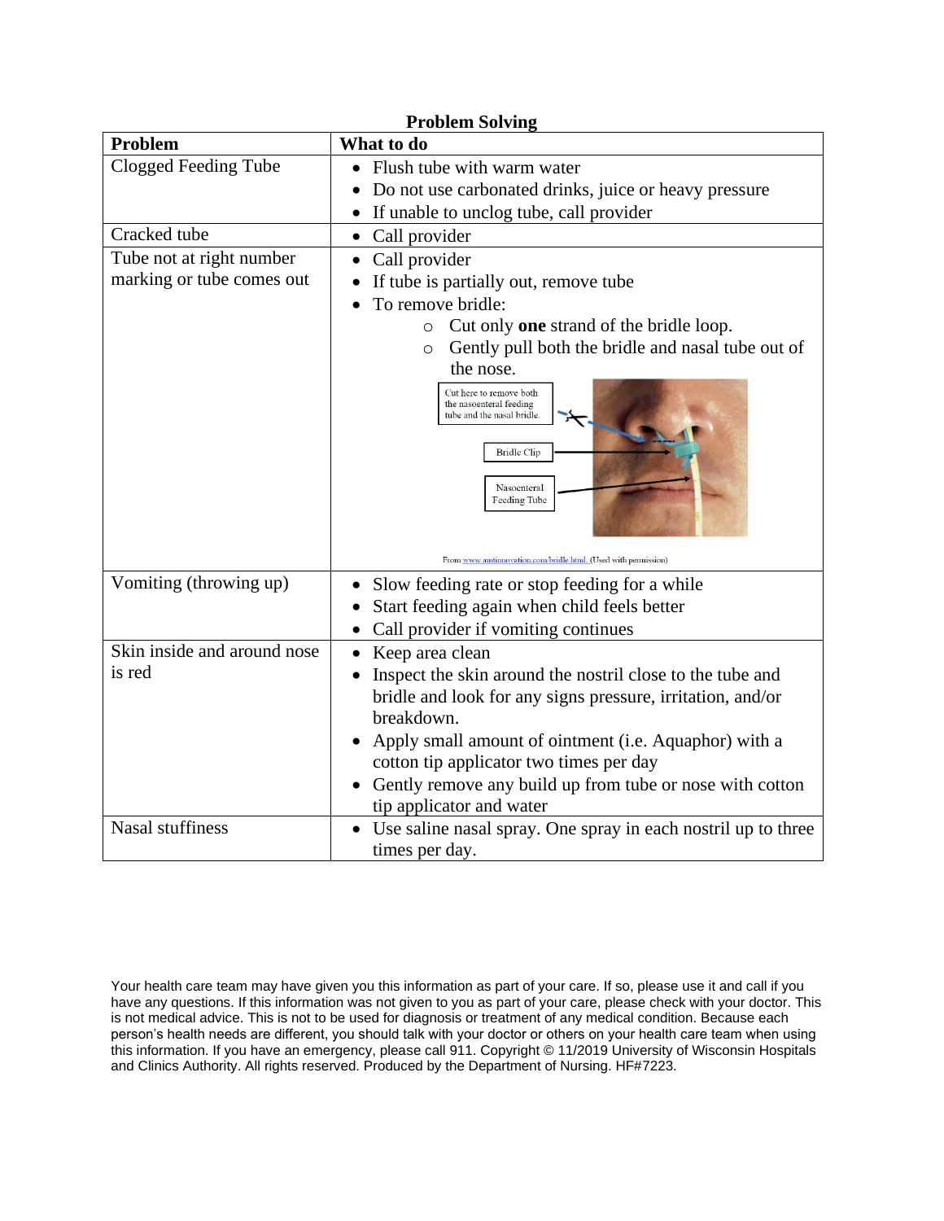**Problem Solving**

| Problem | What to do |
|---|---|
| Clogged Feeding Tube | • Flush tube with warm water<br>• Do not use carbonated drinks, juice or heavy pressure<br>• If unable to unclog tube, call provider |
| Cracked tube | • Call provider |
| Tube not at right number marking or tube comes out | • Call provider<br>• If tube is partially out, remove tube<br>• To remove bridle:<br>  ○ Cut only **one** strand of the bridle loop.<br>  ○ Gently pull both the bridle and nasal tube out of the nose.<br>Cut here to remove both the nasoenteral feeding tube and the nasal bridle.<br>Bridle Clip<br>Nasoenteral Feeding Tube<br>From www.amtinnovation.com/bridle.html. (Used with permission) |
| Vomiting (throwing up) | • Slow feeding rate or stop feeding for a while<br>• Start feeding again when child feels better<br>• Call provider if vomiting continues |
| Skin inside and around nose is red | • Keep area clean<br>• Inspect the skin around the nostril close to the tube and bridle and look for any signs pressure, irritation, and/or breakdown.<br>• Apply small amount of ointment (i.e. Aquaphor) with a cotton tip applicator two times per day<br>• Gently remove any build up from tube or nose with cotton tip applicator and water |
| Nasal stuffiness | • Use saline nasal spray. One spray in each nostril up to three times per day. |

Your health care team may have given you this information as part of your care. If so, please use it and call if you have any questions. If this information was not given to you as part of your care, please check with your doctor. This is not medical advice. This is not to be used for diagnosis or treatment of any medical condition. Because each person's health needs are different, you should talk with your doctor or others on your health care team when using this information. If you have an emergency, please call 911. Copyright © 11/2019 University of Wisconsin Hospitals and Clinics Authority. All rights reserved. Produced by the Department of Nursing. HF#7223.